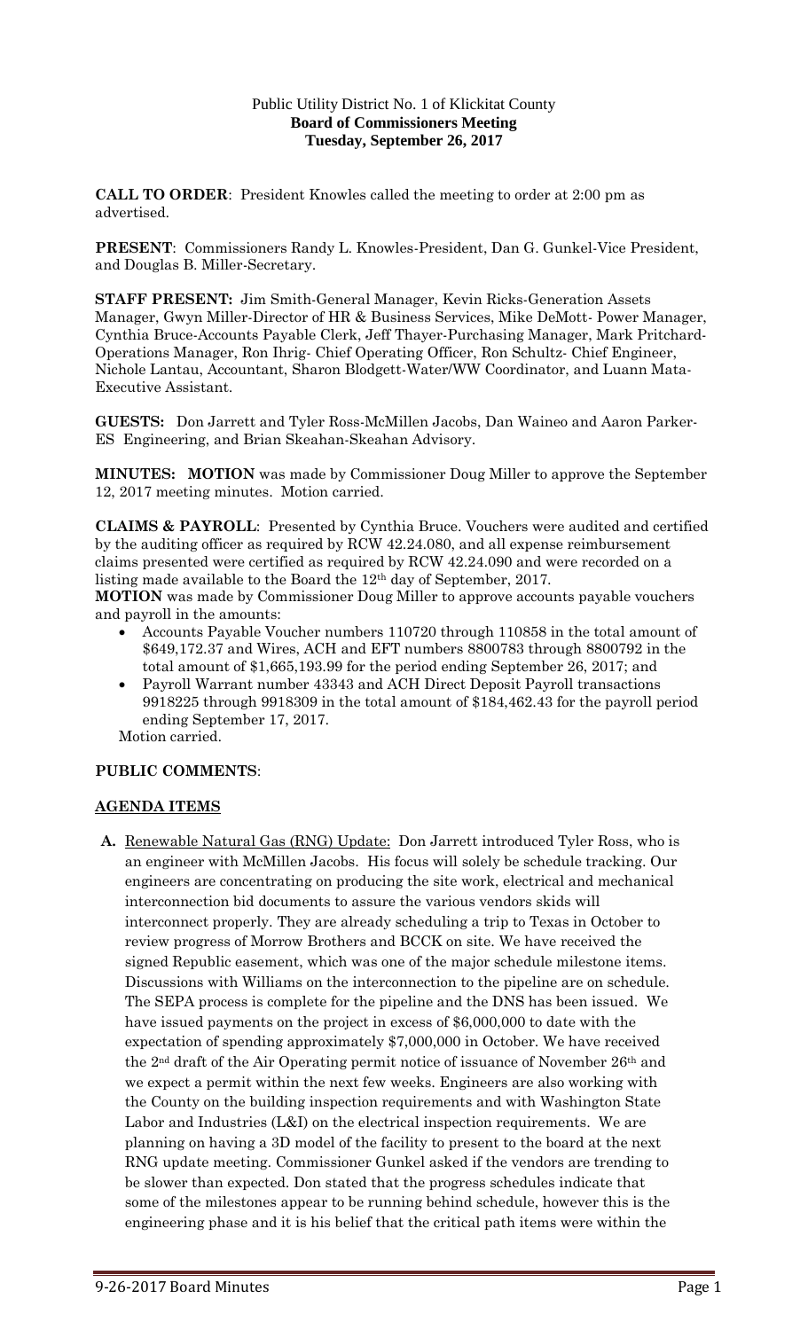Public Utility District No. 1 of Klickitat County
**Board of Commissioners Meeting**
**Tuesday, September 26, 2017**

**CALL TO ORDER**: President Knowles called the meeting to order at 2:00 pm as advertised.

**PRESENT**: Commissioners Randy L. Knowles-President, Dan G. Gunkel-Vice President, and Douglas B. Miller-Secretary.

**STAFF PRESENT:** Jim Smith-General Manager, Kevin Ricks-Generation Assets Manager, Gwyn Miller-Director of HR & Business Services, Mike DeMott- Power Manager, Cynthia Bruce-Accounts Payable Clerk, Jeff Thayer-Purchasing Manager, Mark Pritchard-Operations Manager, Ron Ihrig- Chief Operating Officer, Ron Schultz- Chief Engineer, Nichole Lantau, Accountant, Sharon Blodgett-Water/WW Coordinator, and Luann Mata-Executive Assistant.

**GUESTS:** Don Jarrett and Tyler Ross-McMillen Jacobs, Dan Waineo and Aaron Parker-ES Engineering, and Brian Skeahan-Skeahan Advisory.

**MINUTES: MOTION** was made by Commissioner Doug Miller to approve the September 12, 2017 meeting minutes. Motion carried.

**CLAIMS & PAYROLL**: Presented by Cynthia Bruce. Vouchers were audited and certified by the auditing officer as required by RCW 42.24.080, and all expense reimbursement claims presented were certified as required by RCW 42.24.090 and were recorded on a listing made available to the Board the 12th day of September, 2017.

**MOTION** was made by Commissioner Doug Miller to approve accounts payable vouchers and payroll in the amounts:

- Accounts Payable Voucher numbers 110720 through 110858 in the total amount of $649,172.37 and Wires, ACH and EFT numbers 8800783 through 8800792 in the total amount of $1,665,193.99 for the period ending September 26, 2017; and
- Payroll Warrant number 43343 and ACH Direct Deposit Payroll transactions 9918225 through 9918309 in the total amount of $184,462.43 for the payroll period ending September 17, 2017.

Motion carried.

**PUBLIC COMMENTS**:

**AGENDA ITEMS**

**A.** Renewable Natural Gas (RNG) Update: Don Jarrett introduced Tyler Ross, who is an engineer with McMillen Jacobs. His focus will solely be schedule tracking. Our engineers are concentrating on producing the site work, electrical and mechanical interconnection bid documents to assure the various vendors skids will interconnect properly. They are already scheduling a trip to Texas in October to review progress of Morrow Brothers and BCCK on site. We have received the signed Republic easement, which was one of the major schedule milestone items. Discussions with Williams on the interconnection to the pipeline are on schedule. The SEPA process is complete for the pipeline and the DNS has been issued. We have issued payments on the project in excess of $6,000,000 to date with the expectation of spending approximately $7,000,000 in October. We have received the 2nd draft of the Air Operating permit notice of issuance of November 26th and we expect a permit within the next few weeks. Engineers are also working with the County on the building inspection requirements and with Washington State Labor and Industries (L&I) on the electrical inspection requirements. We are planning on having a 3D model of the facility to present to the board at the next RNG update meeting. Commissioner Gunkel asked if the vendors are trending to be slower than expected. Don stated that the progress schedules indicate that some of the milestones appear to be running behind schedule, however this is the engineering phase and it is his belief that the critical path items were within the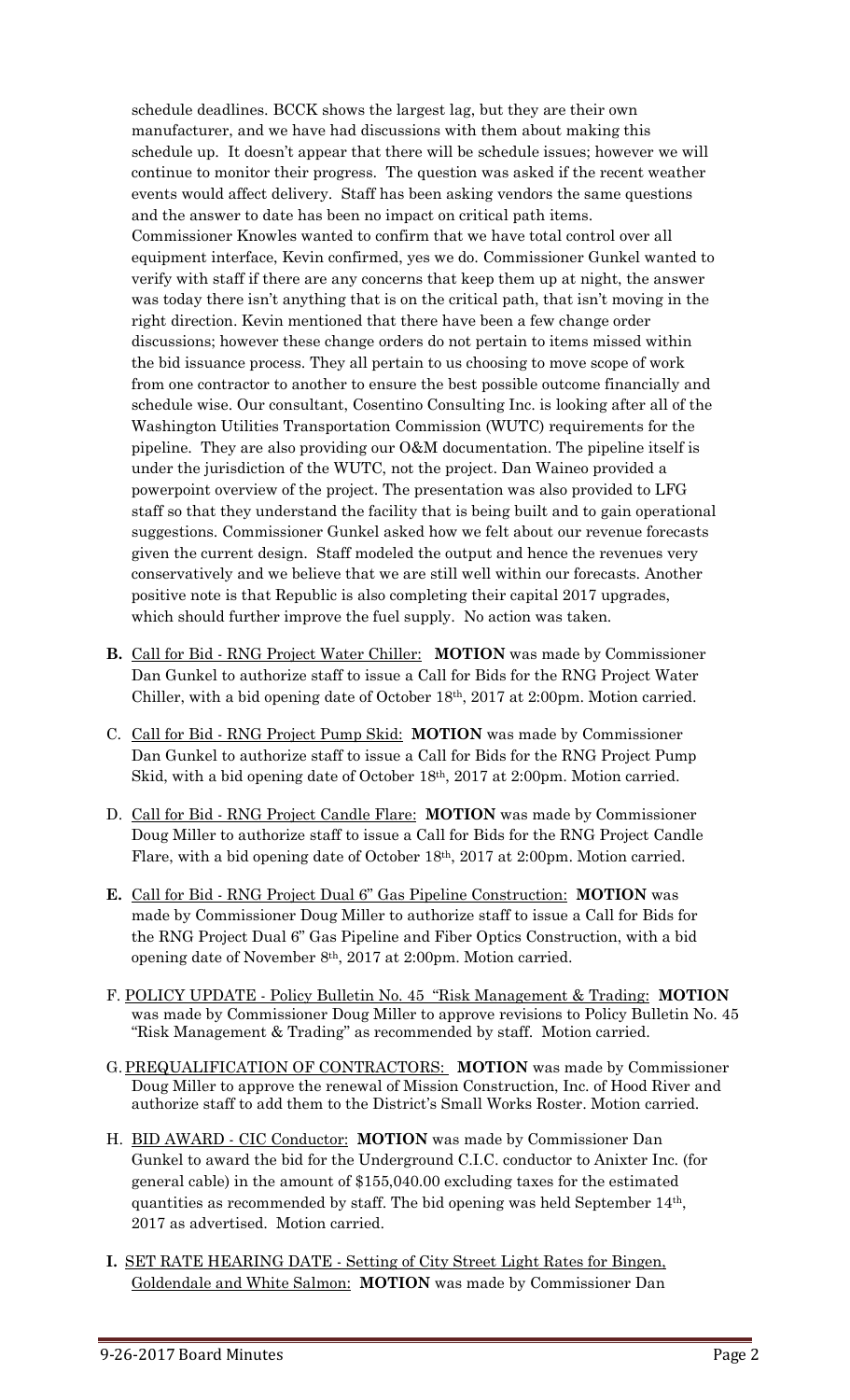schedule deadlines. BCCK shows the largest lag, but they are their own manufacturer, and we have had discussions with them about making this schedule up. It doesn't appear that there will be schedule issues; however we will continue to monitor their progress. The question was asked if the recent weather events would affect delivery. Staff has been asking vendors the same questions and the answer to date has been no impact on critical path items. Commissioner Knowles wanted to confirm that we have total control over all equipment interface, Kevin confirmed, yes we do. Commissioner Gunkel wanted to verify with staff if there are any concerns that keep them up at night, the answer was today there isn't anything that is on the critical path, that isn't moving in the right direction. Kevin mentioned that there have been a few change order discussions; however these change orders do not pertain to items missed within the bid issuance process. They all pertain to us choosing to move scope of work from one contractor to another to ensure the best possible outcome financially and schedule wise. Our consultant, Cosentino Consulting Inc. is looking after all of the Washington Utilities Transportation Commission (WUTC) requirements for the pipeline. They are also providing our O&M documentation. The pipeline itself is under the jurisdiction of the WUTC, not the project. Dan Waineo provided a powerpoint overview of the project. The presentation was also provided to LFG staff so that they understand the facility that is being built and to gain operational suggestions. Commissioner Gunkel asked how we felt about our revenue forecasts given the current design. Staff modeled the output and hence the revenues very conservatively and we believe that we are still well within our forecasts. Another positive note is that Republic is also completing their capital 2017 upgrades, which should further improve the fuel supply. No action was taken.

**B.** Call for Bid - RNG Project Water Chiller: **MOTION** was made by Commissioner Dan Gunkel to authorize staff to issue a Call for Bids for the RNG Project Water Chiller, with a bid opening date of October 18th, 2017 at 2:00pm. Motion carried.

C. Call for Bid - RNG Project Pump Skid: **MOTION** was made by Commissioner Dan Gunkel to authorize staff to issue a Call for Bids for the RNG Project Pump Skid, with a bid opening date of October 18th, 2017 at 2:00pm. Motion carried.

D. Call for Bid - RNG Project Candle Flare: **MOTION** was made by Commissioner Doug Miller to authorize staff to issue a Call for Bids for the RNG Project Candle Flare, with a bid opening date of October 18th, 2017 at 2:00pm. Motion carried.

**E.** Call for Bid - RNG Project Dual 6" Gas Pipeline Construction: **MOTION** was made by Commissioner Doug Miller to authorize staff to issue a Call for Bids for the RNG Project Dual 6" Gas Pipeline and Fiber Optics Construction, with a bid opening date of November 8th, 2017 at 2:00pm. Motion carried.

F. POLICY UPDATE - Policy Bulletin No. 45 "Risk Management & Trading: **MOTION** was made by Commissioner Doug Miller to approve revisions to Policy Bulletin No. 45 "Risk Management & Trading" as recommended by staff. Motion carried.

G. PREQUALIFICATION OF CONTRACTORS: **MOTION** was made by Commissioner Doug Miller to approve the renewal of Mission Construction, Inc. of Hood River and authorize staff to add them to the District's Small Works Roster. Motion carried.

H. BID AWARD - CIC Conductor: **MOTION** was made by Commissioner Dan Gunkel to award the bid for the Underground C.I.C. conductor to Anixter Inc. (for general cable) in the amount of $155,040.00 excluding taxes for the estimated quantities as recommended by staff. The bid opening was held September 14th, 2017 as advertised. Motion carried.

**I.** SET RATE HEARING DATE - Setting of City Street Light Rates for Bingen, Goldendale and White Salmon: **MOTION** was made by Commissioner Dan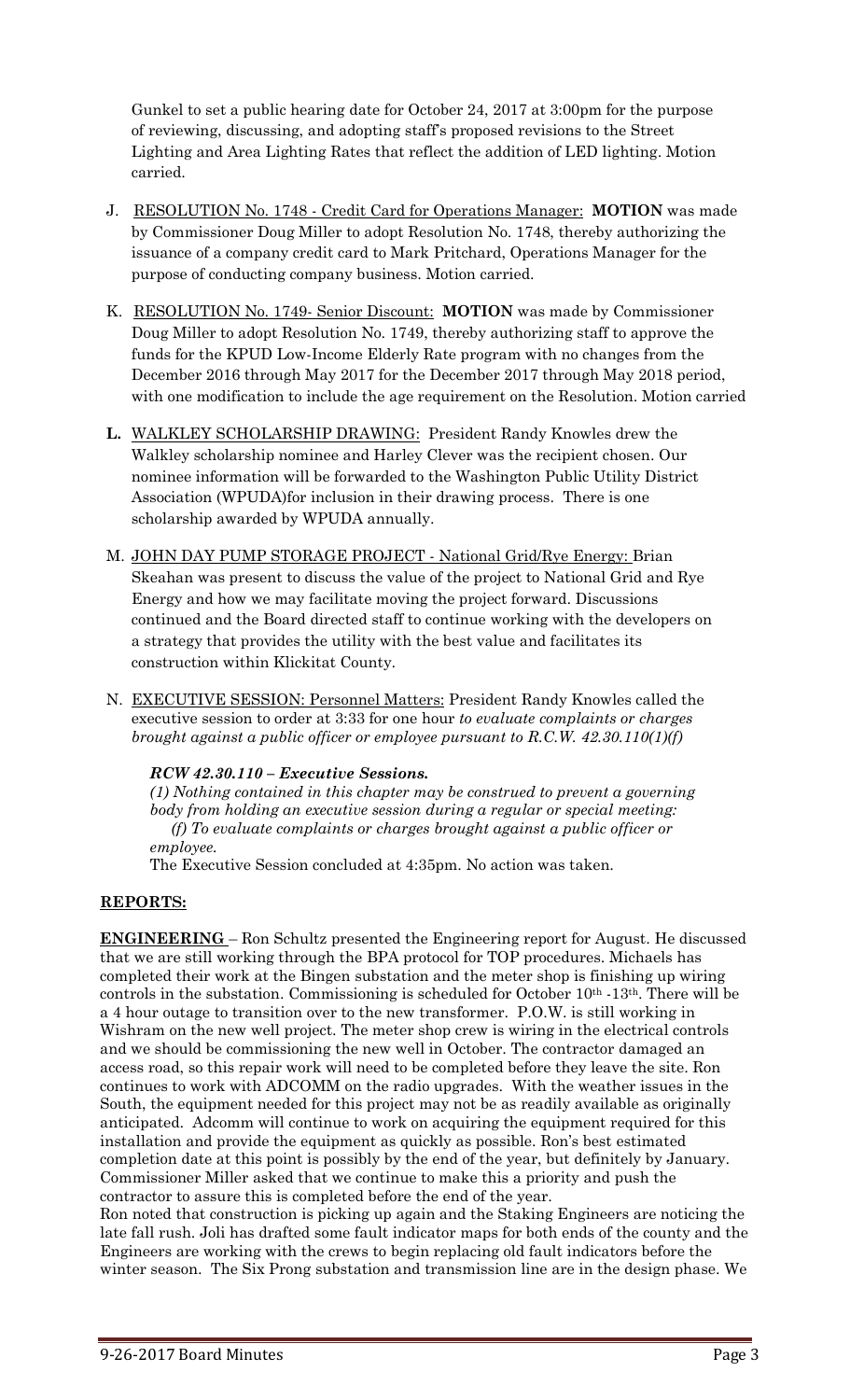Gunkel to set a public hearing date for October 24, 2017 at 3:00pm for the purpose of reviewing, discussing, and adopting staff's proposed revisions to the Street Lighting and Area Lighting Rates that reflect the addition of LED lighting. Motion carried.

J. <u>RESOLUTION No. 1748 - Credit Card for Operations Manager:</u> **MOTION** was made by Commissioner Doug Miller to adopt Resolution No. 1748, thereby authorizing the issuance of a company credit card to Mark Pritchard, Operations Manager for the purpose of conducting company business. Motion carried.

K. <u>RESOLUTION No. 1749- Senior Discount:</u> **MOTION** was made by Commissioner Doug Miller to adopt Resolution No. 1749, thereby authorizing staff to approve the funds for the KPUD Low-Income Elderly Rate program with no changes from the December 2016 through May 2017 for the December 2017 through May 2018 period, with one modification to include the age requirement on the Resolution. Motion carried

**L.** <u>WALKLEY SCHOLARSHIP DRAWING:</u> President Randy Knowles drew the Walkley scholarship nominee and Harley Clever was the recipient chosen. Our nominee information will be forwarded to the Washington Public Utility District Association (WPUDA)for inclusion in their drawing process. There is one scholarship awarded by WPUDA annually.

M. <u>JOHN DAY PUMP STORAGE PROJECT - National Grid/Rye Energy:</u> Brian Skeahan was present to discuss the value of the project to National Grid and Rye Energy and how we may facilitate moving the project forward. Discussions continued and the Board directed staff to continue working with the developers on a strategy that provides the utility with the best value and facilitates its construction within Klickitat County.

N. <u>EXECUTIVE SESSION: Personnel Matters:</u> President Randy Knowles called the executive session to order at 3:33 for one hour *to evaluate complaints or charges brought against a public officer or employee pursuant to R.C.W. 42.30.110(1)(f)*

***RCW 42.30.110 – Executive Sessions.***
*(1) Nothing contained in this chapter may be construed to prevent a governing body from holding an executive session during a regular or special meeting:*
*(f) To evaluate complaints or charges brought against a public officer or employee.*
The Executive Session concluded at 4:35pm. No action was taken.

## REPORTS:

**ENGINEERING** – Ron Schultz presented the Engineering report for August. He discussed that we are still working through the BPA protocol for TOP procedures. Michaels has completed their work at the Bingen substation and the meter shop is finishing up wiring controls in the substation. Commissioning is scheduled for October 10th -13th. There will be a 4 hour outage to transition over to the new transformer. P.O.W. is still working in Wishram on the new well project. The meter shop crew is wiring in the electrical controls and we should be commissioning the new well in October. The contractor damaged an access road, so this repair work will need to be completed before they leave the site. Ron continues to work with ADCOMM on the radio upgrades. With the weather issues in the South, the equipment needed for this project may not be as readily available as originally anticipated. Adcomm will continue to work on acquiring the equipment required for this installation and provide the equipment as quickly as possible. Ron's best estimated completion date at this point is possibly by the end of the year, but definitely by January. Commissioner Miller asked that we continue to make this a priority and push the contractor to assure this is completed before the end of the year.

Ron noted that construction is picking up again and the Staking Engineers are noticing the late fall rush. Joli has drafted some fault indicator maps for both ends of the county and the Engineers are working with the crews to begin replacing old fault indicators before the winter season. The Six Prong substation and transmission line are in the design phase. We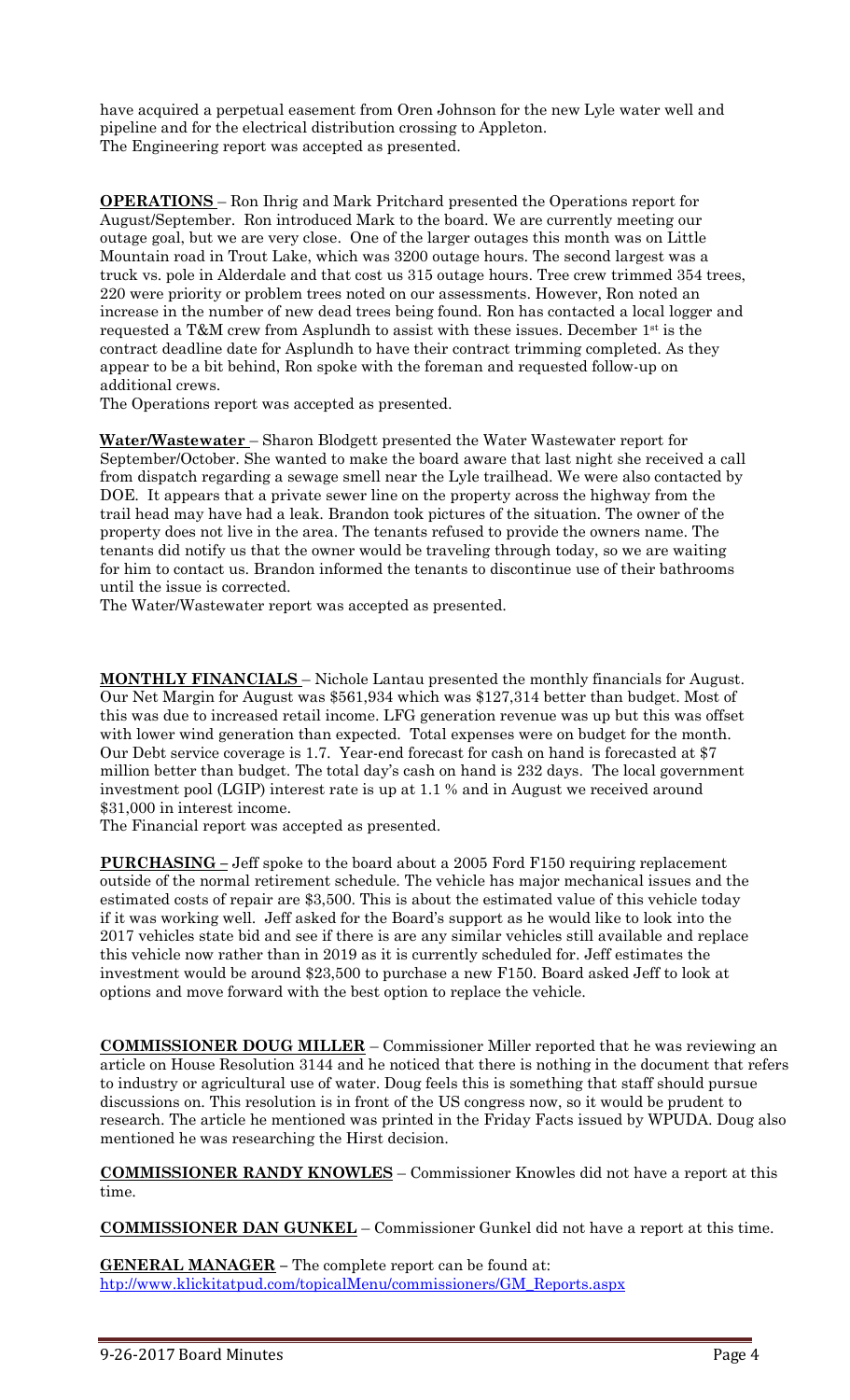have acquired a perpetual easement from Oren Johnson for the new Lyle water well and pipeline and for the electrical distribution crossing to Appleton.
The Engineering report was accepted as presented.

**OPERATIONS** – Ron Ihrig and Mark Pritchard presented the Operations report for August/September. Ron introduced Mark to the board. We are currently meeting our outage goal, but we are very close. One of the larger outages this month was on Little Mountain road in Trout Lake, which was 3200 outage hours. The second largest was a truck vs. pole in Alderdale and that cost us 315 outage hours. Tree crew trimmed 354 trees, 220 were priority or problem trees noted on our assessments. However, Ron noted an increase in the number of new dead trees being found. Ron has contacted a local logger and requested a T&M crew from Asplundh to assist with these issues. December 1st is the contract deadline date for Asplundh to have their contract trimming completed. As they appear to be a bit behind, Ron spoke with the foreman and requested follow-up on additional crews.
The Operations report was accepted as presented.

**Water/Wastewater** – Sharon Blodgett presented the Water Wastewater report for September/October. She wanted to make the board aware that last night she received a call from dispatch regarding a sewage smell near the Lyle trailhead. We were also contacted by DOE. It appears that a private sewer line on the property across the highway from the trail head may have had a leak. Brandon took pictures of the situation. The owner of the property does not live in the area. The tenants refused to provide the owners name. The tenants did notify us that the owner would be traveling through today, so we are waiting for him to contact us. Brandon informed the tenants to discontinue use of their bathrooms until the issue is corrected.
The Water/Wastewater report was accepted as presented.

**MONTHLY FINANCIALS** – Nichole Lantau presented the monthly financials for August. Our Net Margin for August was $561,934 which was $127,314 better than budget. Most of this was due to increased retail income. LFG generation revenue was up but this was offset with lower wind generation than expected. Total expenses were on budget for the month. Our Debt service coverage is 1.7. Year-end forecast for cash on hand is forecasted at $7 million better than budget. The total day's cash on hand is 232 days. The local government investment pool (LGIP) interest rate is up at 1.1 % and in August we received around $31,000 in interest income.
The Financial report was accepted as presented.

**PURCHASING** – Jeff spoke to the board about a 2005 Ford F150 requiring replacement outside of the normal retirement schedule. The vehicle has major mechanical issues and the estimated costs of repair are $3,500. This is about the estimated value of this vehicle today if it was working well. Jeff asked for the Board's support as he would like to look into the 2017 vehicles state bid and see if there is are any similar vehicles still available and replace this vehicle now rather than in 2019 as it is currently scheduled for. Jeff estimates the investment would be around $23,500 to purchase a new F150. Board asked Jeff to look at options and move forward with the best option to replace the vehicle.

**COMMISSIONER DOUG MILLER** – Commissioner Miller reported that he was reviewing an article on House Resolution 3144 and he noticed that there is nothing in the document that refers to industry or agricultural use of water. Doug feels this is something that staff should pursue discussions on. This resolution is in front of the US congress now, so it would be prudent to research. The article he mentioned was printed in the Friday Facts issued by WPUDA. Doug also mentioned he was researching the Hirst decision.

**COMMISSIONER RANDY KNOWLES** – Commissioner Knowles did not have a report at this time.

**COMMISSIONER DAN GUNKEL** – Commissioner Gunkel did not have a report at this time.

**GENERAL MANAGER** – The complete report can be found at:
htp://www.klickitatpud.com/topicalMenu/commissioners/GM_Reports.aspx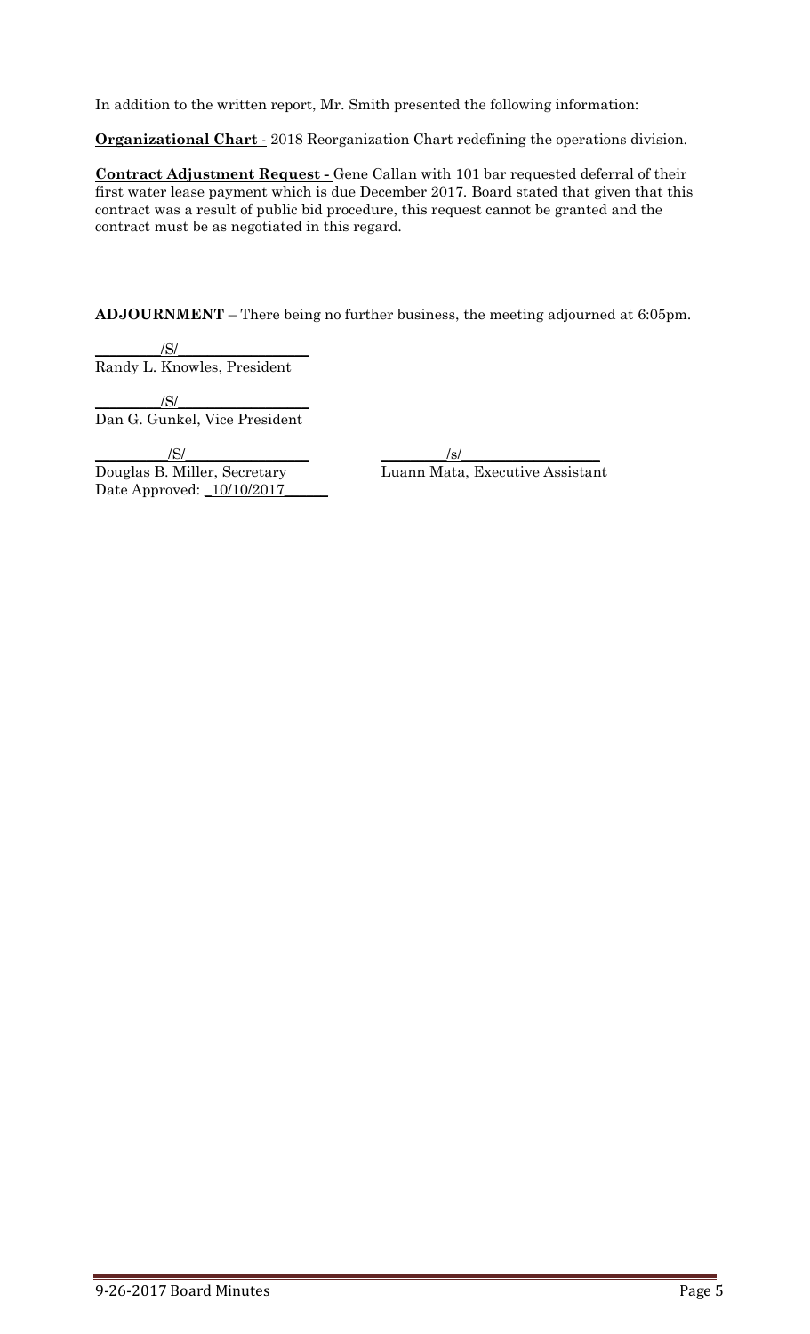In addition to the written report, Mr. Smith presented the following information:

**Organizational Chart** - 2018 Reorganization Chart redefining the operations division.

**Contract Adjustment Request -** Gene Callan with 101 bar requested deferral of their first water lease payment which is due December 2017. Board stated that given that this contract was a result of public bid procedure, this request cannot be granted and the contract must be as negotiated in this regard.

**ADJOURNMENT** – There being no further business, the meeting adjourned at 6:05pm.

/S/
Randy L. Knowles, President

/S/
Dan G. Gunkel, Vice President

/S/
Douglas B. Miller, Secretary
Date Approved: 10/10/2017

/s/
Luann Mata, Executive Assistant